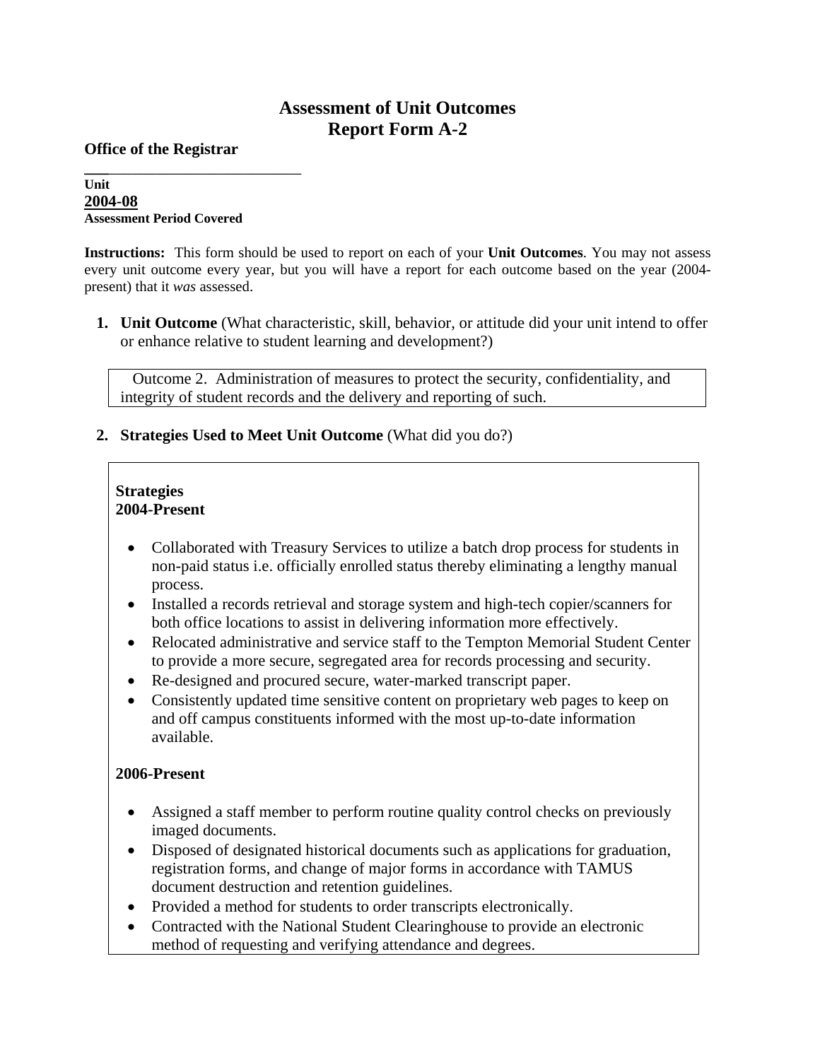# Assessment of Unit Outcomes
# Report Form A-2

**Office of the Registrar**

**Unit**

**2004-08**

**Assessment Period Covered**

**Instructions:** This form should be used to report on each of your **Unit Outcomes**. You may not assess every unit outcome every year, but you will have a report for each outcome based on the year (2004-present) that it *was* assessed.

1. **Unit Outcome** (What characteristic, skill, behavior, or attitude did your unit intend to offer or enhance relative to student learning and development?)

> Outcome 2. Administration of measures to protect the security, confidentiality, and integrity of student records and the delivery and reporting of such.

2. **Strategies Used to Meet Unit Outcome** (What did you do?)

**Strategies**
**2004-Present**

- Collaborated with Treasury Services to utilize a batch drop process for students in non-paid status i.e. officially enrolled status thereby eliminating a lengthy manual process.
- Installed a records retrieval and storage system and high-tech copier/scanners for both office locations to assist in delivering information more effectively.
- Relocated administrative and service staff to the Tempton Memorial Student Center to provide a more secure, segregated area for records processing and security.
- Re-designed and procured secure, water-marked transcript paper.
- Consistently updated time sensitive content on proprietary web pages to keep on and off campus constituents informed with the most up-to-date information available.

**2006-Present**

- Assigned a staff member to perform routine quality control checks on previously imaged documents.
- Disposed of designated historical documents such as applications for graduation, registration forms, and change of major forms in accordance with TAMUS document destruction and retention guidelines.
- Provided a method for students to order transcripts electronically.
- Contracted with the National Student Clearinghouse to provide an electronic method of requesting and verifying attendance and degrees.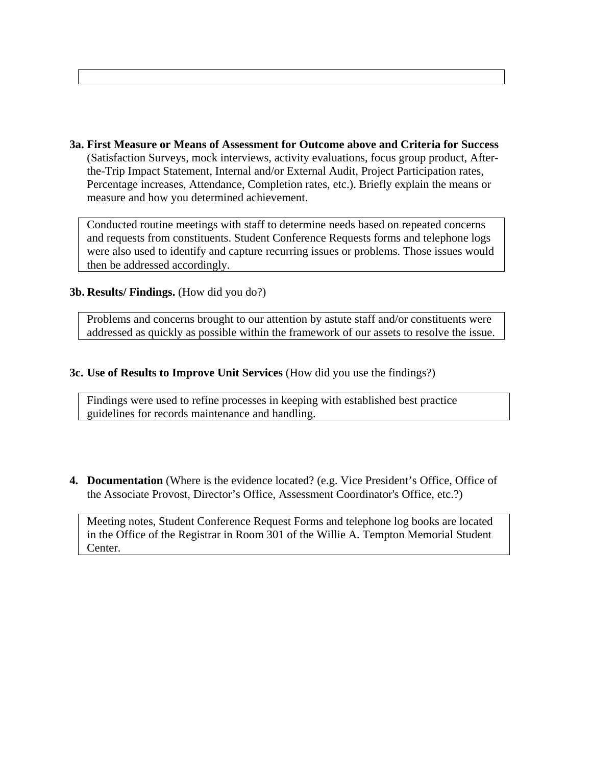**3a. First Measure or Means of Assessment for Outcome above and Criteria for Success** (Satisfaction Surveys, mock interviews, activity evaluations, focus group product, After-the-Trip Impact Statement, Internal and/or External Audit, Project Participation rates, Percentage increases, Attendance, Completion rates, etc.). Briefly explain the means or measure and how you determined achievement.

Conducted routine meetings with staff to determine needs based on repeated concerns and requests from constituents. Student Conference Requests forms and telephone logs were also used to identify and capture recurring issues or problems. Those issues would then be addressed accordingly.

**3b. Results/ Findings.** (How did you do?)

Problems and concerns brought to our attention by astute staff and/or constituents were addressed as quickly as possible within the framework of our assets to resolve the issue.

**3c. Use of Results to Improve Unit Services** (How did you use the findings?)

Findings were used to refine processes in keeping with established best practice guidelines for records maintenance and handling.

**4. Documentation** (Where is the evidence located? (e.g. Vice President's Office, Office of the Associate Provost, Director's Office, Assessment Coordinator's Office, etc.?)

Meeting notes, Student Conference Request Forms and telephone log books are located in the Office of the Registrar in Room 301 of the Willie A. Tempton Memorial Student Center.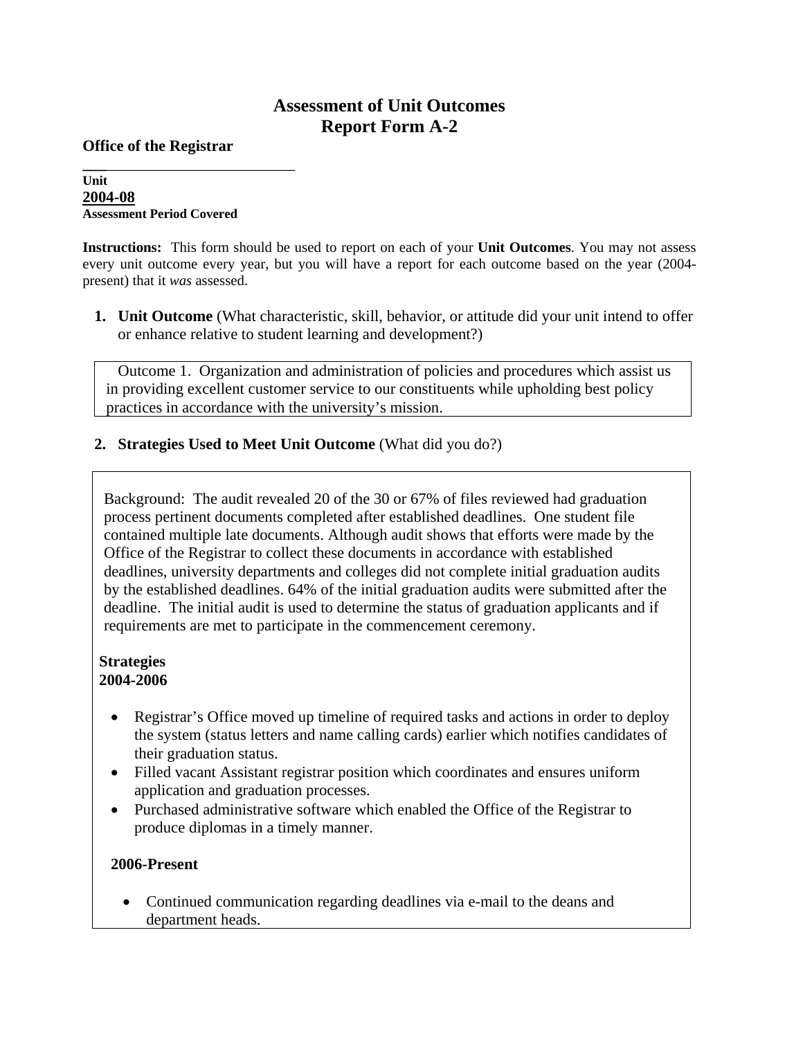# Assessment of Unit Outcomes
# Report Form A-2

**Office of the Registrar**

**Unit**

**2004-08**

**Assessment Period Covered**

**Instructions:** This form should be used to report on each of your **Unit Outcomes**. You may not assess every unit outcome every year, but you will have a report for each outcome based on the year (2004-present) that it *was* assessed.

1. **Unit Outcome** (What characteristic, skill, behavior, or attitude did your unit intend to offer or enhance relative to student learning and development?)

Outcome 1. Organization and administration of policies and procedures which assist us in providing excellent customer service to our constituents while upholding best policy practices in accordance with the university's mission.

2. **Strategies Used to Meet Unit Outcome** (What did you do?)

Background: The audit revealed 20 of the 30 or 67% of files reviewed had graduation process pertinent documents completed after established deadlines. One student file contained multiple late documents. Although audit shows that efforts were made by the Office of the Registrar to collect these documents in accordance with established deadlines, university departments and colleges did not complete initial graduation audits by the established deadlines. 64% of the initial graduation audits were submitted after the deadline. The initial audit is used to determine the status of graduation applicants and if requirements are met to participate in the commencement ceremony.

**Strategies**
**2004-2006**

- Registrar's Office moved up timeline of required tasks and actions in order to deploy the system (status letters and name calling cards) earlier which notifies candidates of their graduation status.
- Filled vacant Assistant registrar position which coordinates and ensures uniform application and graduation processes.
- Purchased administrative software which enabled the Office of the Registrar to produce diplomas in a timely manner.

**2006-Present**

- Continued communication regarding deadlines via e-mail to the deans and department heads.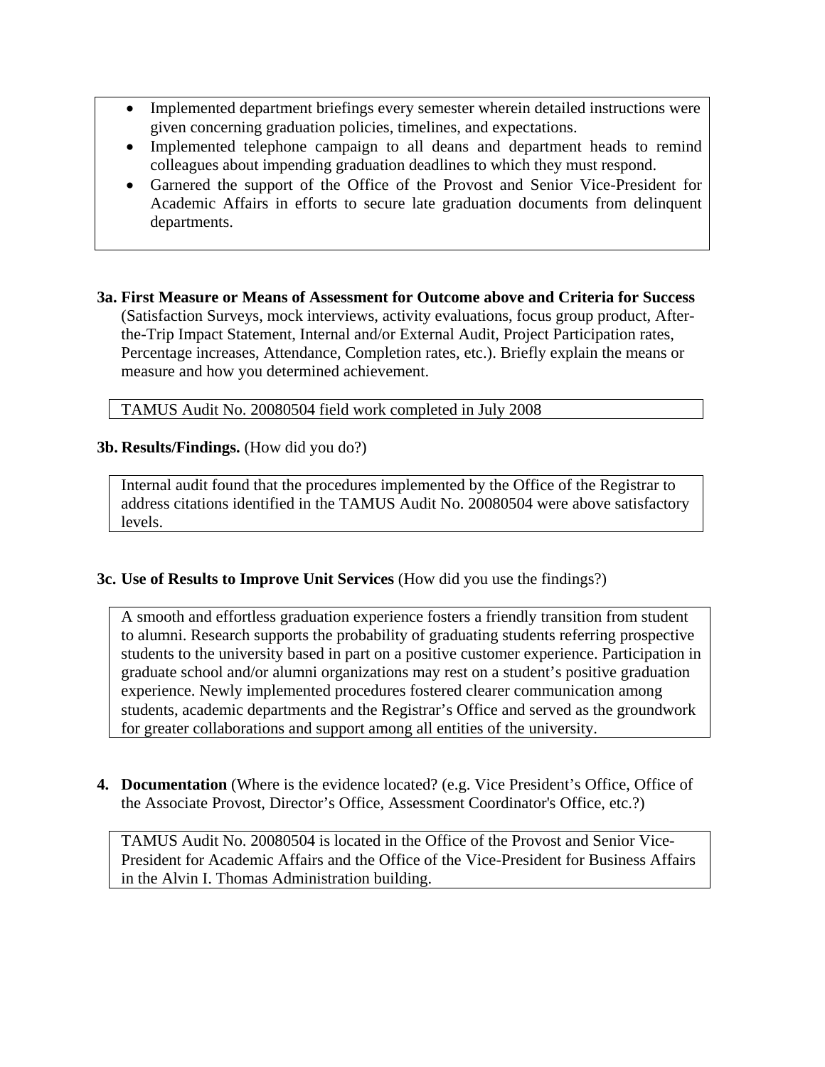- Implemented department briefings every semester wherein detailed instructions were given concerning graduation policies, timelines, and expectations.
- Implemented telephone campaign to all deans and department heads to remind colleagues about impending graduation deadlines to which they must respond.
- Garnered the support of the Office of the Provost and Senior Vice-President for Academic Affairs in efforts to secure late graduation documents from delinquent departments.

**3a. First Measure or Means of Assessment for Outcome above and Criteria for Success** (Satisfaction Surveys, mock interviews, activity evaluations, focus group product, After-the-Trip Impact Statement, Internal and/or External Audit, Project Participation rates, Percentage increases, Attendance, Completion rates, etc.). Briefly explain the means or measure and how you determined achievement.

TAMUS Audit No. 20080504 field work completed in July 2008

**3b. Results/Findings.** (How did you do?)

Internal audit found that the procedures implemented by the Office of the Registrar to address citations identified in the TAMUS Audit No. 20080504 were above satisfactory levels.

**3c. Use of Results to Improve Unit Services** (How did you use the findings?)

A smooth and effortless graduation experience fosters a friendly transition from student to alumni. Research supports the probability of graduating students referring prospective students to the university based in part on a positive customer experience. Participation in graduate school and/or alumni organizations may rest on a student's positive graduation experience. Newly implemented procedures fostered clearer communication among students, academic departments and the Registrar's Office and served as the groundwork for greater collaborations and support among all entities of the university.

**4. Documentation** (Where is the evidence located? (e.g. Vice President's Office, Office of the Associate Provost, Director's Office, Assessment Coordinator's Office, etc.?)

TAMUS Audit No. 20080504 is located in the Office of the Provost and Senior Vice-President for Academic Affairs and the Office of the Vice-President for Business Affairs in the Alvin I. Thomas Administration building.